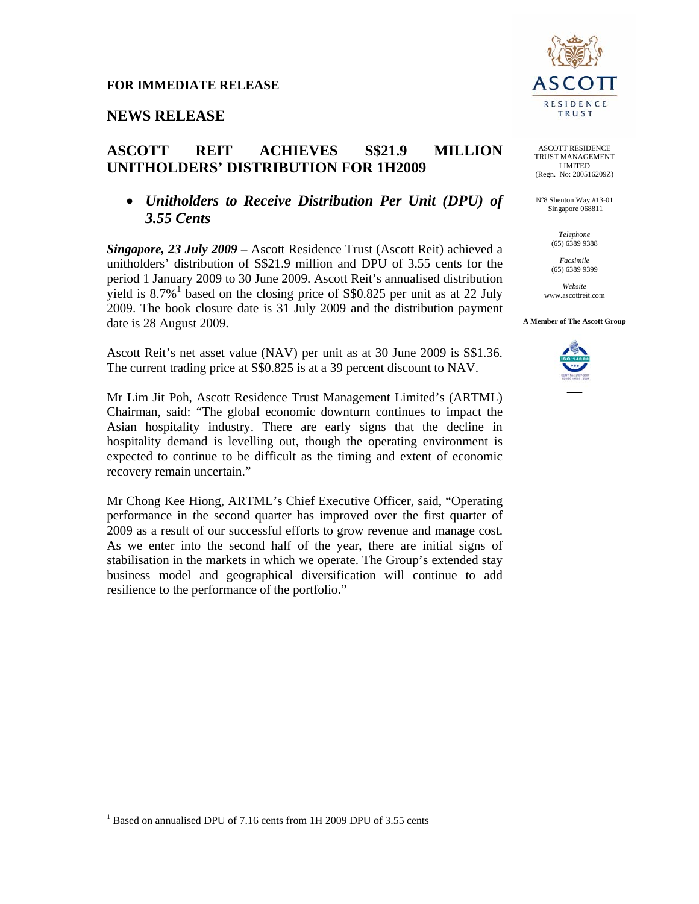**FOR IMMEDIATE RELEASE**

## NEWS RELEASE

# ASCOTT REIT ACHIEVES S$21.9 MILLION UNITHOLDERS' DISTRIBUTION FOR 1H2009

- ***Unitholders to Receive Distribution Per Unit (DPU) of 3.55 Cents***

ASCOTT RESIDENCE TRUST MANAGEMENT LIMITED
(Regn. No: 200516209Z)

N°8 Shenton Way #13-01
Singapore 068811

*Telephone*
(65) 6389 9388

*Facsimile*
(65) 6389 9399

*Website*
www.ascottreit.com

**A Member of The Ascott Group**

***Singapore, 23 July 2009*** – Ascott Residence Trust (Ascott Reit) achieved a unitholders' distribution of S$21.9 million and DPU of 3.55 cents for the period 1 January 2009 to 30 June 2009. Ascott Reit's annualised distribution yield is 8.7%[1] based on the closing price of S$0.825 per unit as at 22 July 2009. The book closure date is 31 July 2009 and the distribution payment date is 28 August 2009.

Ascott Reit's net asset value (NAV) per unit as at 30 June 2009 is S$1.36. The current trading price at S$0.825 is at a 39 percent discount to NAV.

Mr Lim Jit Poh, Ascott Residence Trust Management Limited's (ARTML) Chairman, said: "The global economic downturn continues to impact the Asian hospitality industry. There are early signs that the decline in hospitality demand is levelling out, though the operating environment is expected to continue to be difficult as the timing and extent of economic recovery remain uncertain."

Mr Chong Kee Hiong, ARTML's Chief Executive Officer, said, "Operating performance in the second quarter has improved over the first quarter of 2009 as a result of our successful efforts to grow revenue and manage cost. As we enter into the second half of the year, there are initial signs of stabilisation in the markets in which we operate. The Group's extended stay business model and geographical diversification will continue to add resilience to the performance of the portfolio."

[1] Based on annualised DPU of 7.16 cents from 1H 2009 DPU of 3.55 cents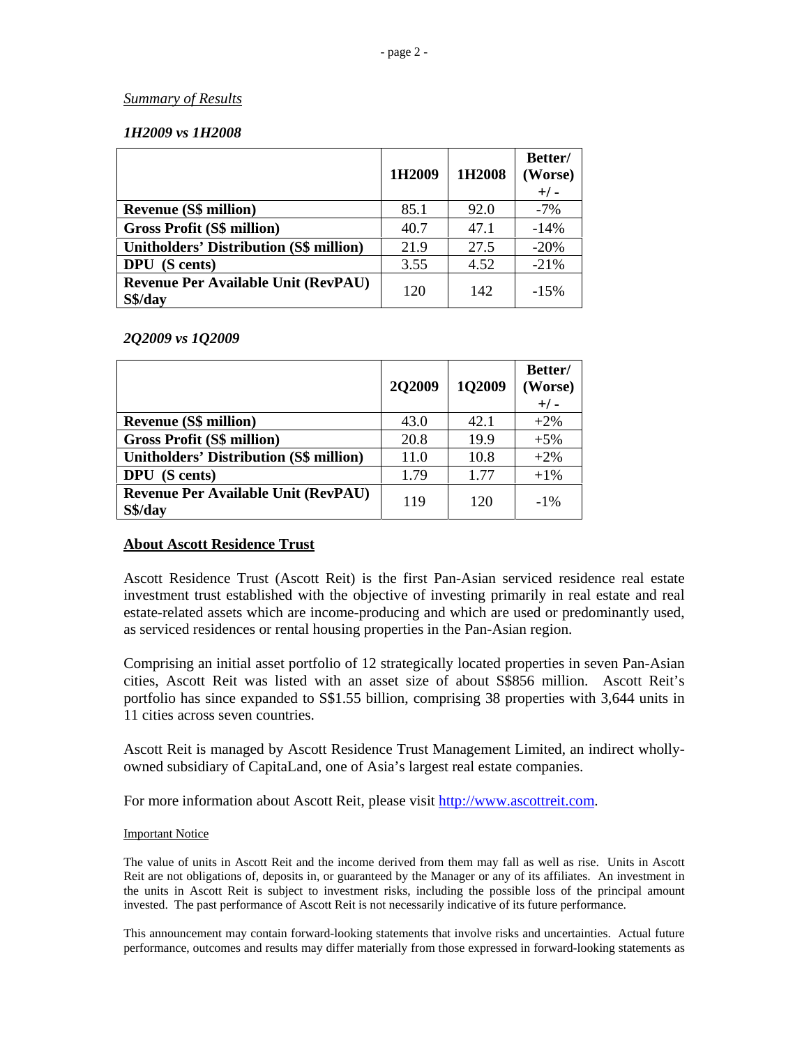*Summary of Results*

*1H2009 vs 1H2008*

| | 1H2009 | 1H2008 | Better/ (Worse) +/ - |
|---|---|---|---|
| **Revenue (S$ million)** | 85.1 | 92.0 | -7% |
| **Gross Profit (S$ million)** | 40.7 | 47.1 | -14% |
| **Unitholders' Distribution (S$ million)** | 21.9 | 27.5 | -20% |
| **DPU (S cents)** | 3.55 | 4.52 | -21% |
| **Revenue Per Available Unit (RevPAU) S$/day** | 120 | 142 | -15% |

*2Q2009 vs 1Q2009*

| | 2Q2009 | 1Q2009 | Better/ (Worse) +/ - |
|---|---|---|---|
| **Revenue (S$ million)** | 43.0 | 42.1 | +2% |
| **Gross Profit (S$ million)** | 20.8 | 19.9 | +5% |
| **Unitholders' Distribution (S$ million)** | 11.0 | 10.8 | +2% |
| **DPU (S cents)** | 1.79 | 1.77 | +1% |
| **Revenue Per Available Unit (RevPAU) S$/day** | 119 | 120 | -1% |

## About Ascott Residence Trust

Ascott Residence Trust (Ascott Reit) is the first Pan-Asian serviced residence real estate investment trust established with the objective of investing primarily in real estate and real estate-related assets which are income-producing and which are used or predominantly used, as serviced residences or rental housing properties in the Pan-Asian region.

Comprising an initial asset portfolio of 12 strategically located properties in seven Pan-Asian cities, Ascott Reit was listed with an asset size of about S$856 million. Ascott Reit's portfolio has since expanded to S$1.55 billion, comprising 38 properties with 3,644 units in 11 cities across seven countries.

Ascott Reit is managed by Ascott Residence Trust Management Limited, an indirect wholly-owned subsidiary of CapitaLand, one of Asia's largest real estate companies.

For more information about Ascott Reit, please visit http://www.ascottreit.com.

Important Notice

The value of units in Ascott Reit and the income derived from them may fall as well as rise. Units in Ascott Reit are not obligations of, deposits in, or guaranteed by the Manager or any of its affiliates. An investment in the units in Ascott Reit is subject to investment risks, including the possible loss of the principal amount invested. The past performance of Ascott Reit is not necessarily indicative of its future performance.

This announcement may contain forward-looking statements that involve risks and uncertainties. Actual future performance, outcomes and results may differ materially from those expressed in forward-looking statements as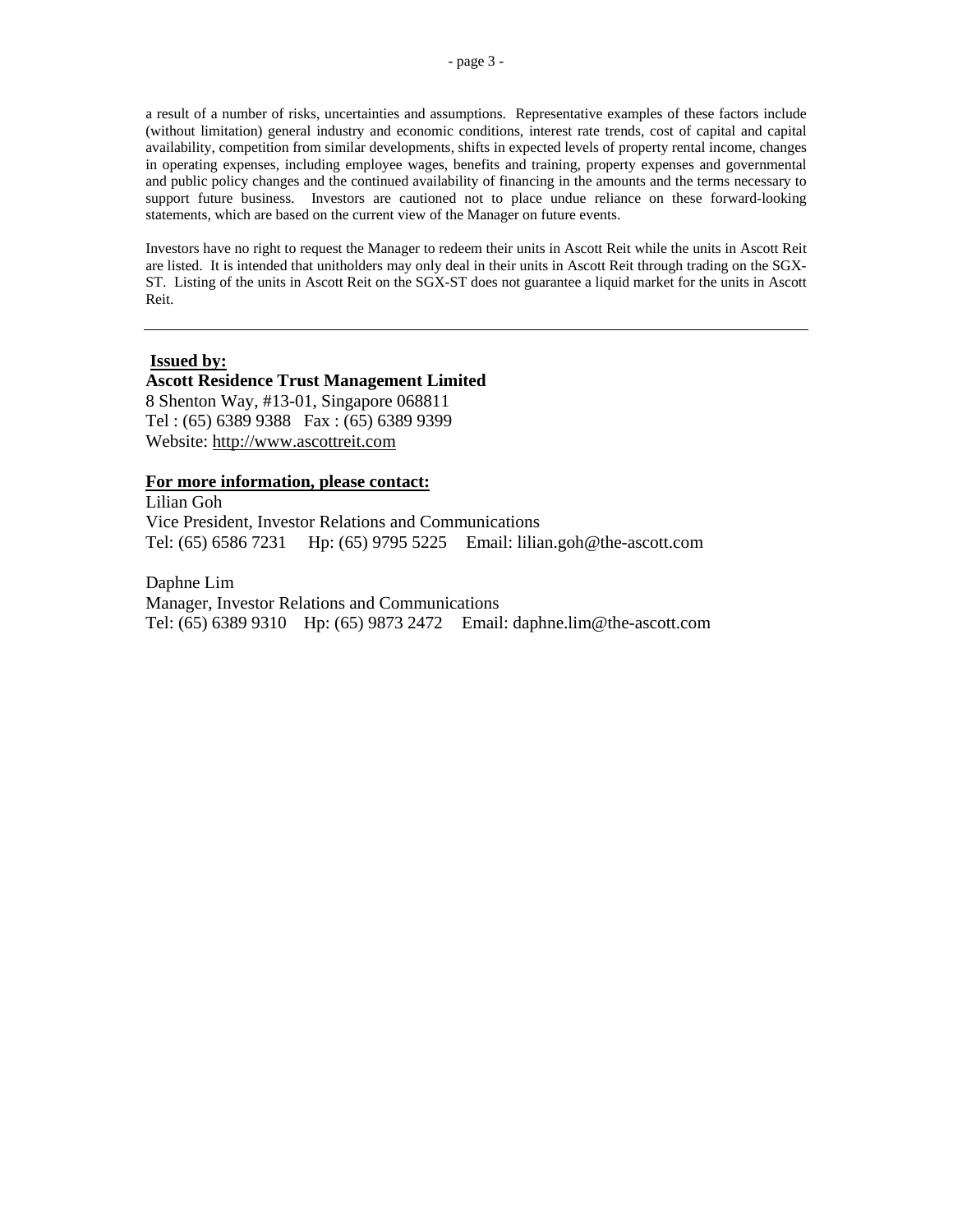a result of a number of risks, uncertainties and assumptions. Representative examples of these factors include (without limitation) general industry and economic conditions, interest rate trends, cost of capital and capital availability, competition from similar developments, shifts in expected levels of property rental income, changes in operating expenses, including employee wages, benefits and training, property expenses and governmental and public policy changes and the continued availability of financing in the amounts and the terms necessary to support future business. Investors are cautioned not to place undue reliance on these forward-looking statements, which are based on the current view of the Manager on future events.

Investors have no right to request the Manager to redeem their units in Ascott Reit while the units in Ascott Reit are listed. It is intended that unitholders may only deal in their units in Ascott Reit through trading on the SGX-ST. Listing of the units in Ascott Reit on the SGX-ST does not guarantee a liquid market for the units in Ascott Reit.

---

**Issued by:**

**Ascott Residence Trust Management Limited**
8 Shenton Way, #13-01, Singapore 068811
Tel : (65) 6389 9388 Fax : (65) 6389 9399
Website: http://www.ascottreit.com

**For more information, please contact:**

Lilian Goh
Vice President, Investor Relations and Communications
Tel: (65) 6586 7231 Hp: (65) 9795 5225 Email: lilian.goh@the-ascott.com

Daphne Lim
Manager, Investor Relations and Communications
Tel: (65) 6389 9310 Hp: (65) 9873 2472 Email: daphne.lim@the-ascott.com